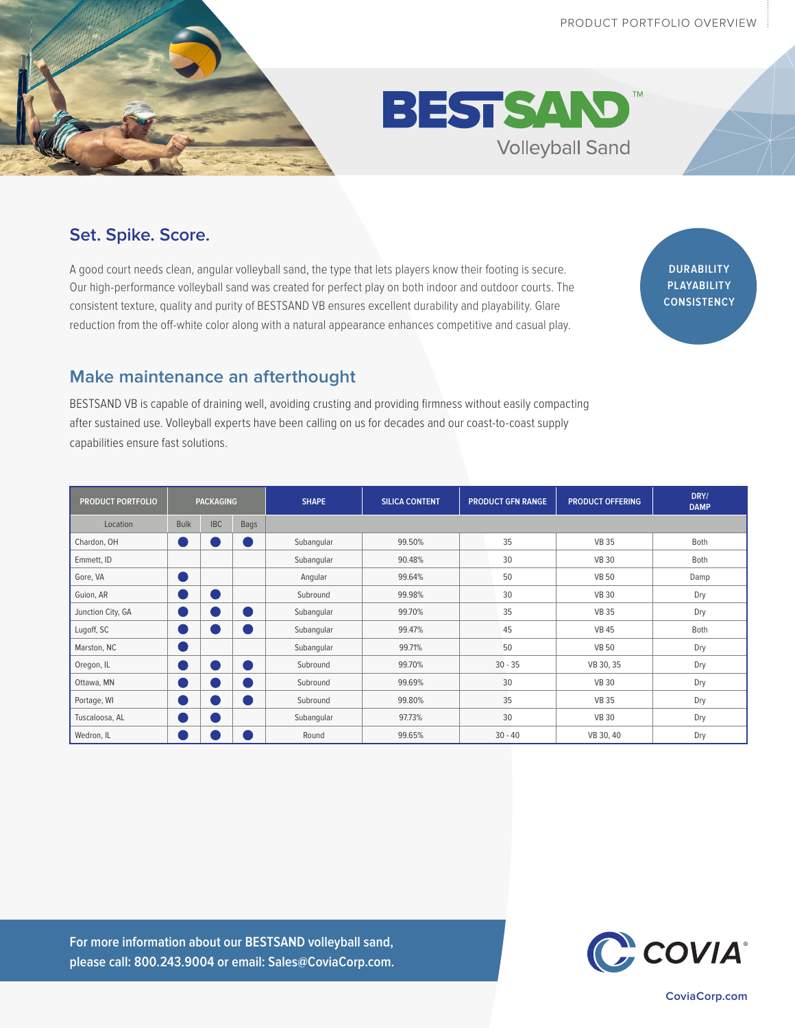# BESTSAND™ Volleyball Sand

## Set. Spike. Score.

A good court needs clean, angular volleyball sand, the type that lets players know their footing is secure. Our high-performance volleyball sand was created for perfect play on both indoor and outdoor courts. The consistent texture, quality and purity of BESTSAND VB ensures excellent durability and playability. Glare reduction from the off-white color along with a natural appearance enhances competitive and casual play.

**DURABILITY**
**PLAYABILITY**
**CONSISTENCY**

## Make maintenance an afterthought

BESTSAND VB is capable of draining well, avoiding crusting and providing firmness without easily compacting after sustained use. Volleyball experts have been calling on us for decades and our coast-to-coast supply capabilities ensure fast solutions.

| PRODUCT PORTFOLIO | PACKAGING | | | SHAPE | SILICA CONTENT | PRODUCT GFN RANGE | PRODUCT OFFERING | DRY/ DAMP |
|---|---|---|---|---|---|---|---|---|
| Location | Bulk | IBC | Bags | | | | | |
| Chardon, OH | ● | ● | ● | Subangular | 99.50% | 35 | VB 35 | Both |
| Emmett, ID | | | | Subangular | 90.48% | 30 | VB 30 | Both |
| Gore, VA | ● | | | Angular | 99.64% | 50 | VB 50 | Damp |
| Guion, AR | ● | ● | | Subround | 99.98% | 30 | VB 30 | Dry |
| Junction City, GA | ● | ● | ● | Subangular | 99.70% | 35 | VB 35 | Dry |
| Lugoff, SC | ● | ● | ● | Subangular | 99.47% | 45 | VB 45 | Both |
| Marston, NC | ● | | | Subangular | 99.71% | 50 | VB 50 | Dry |
| Oregon, IL | ● | ● | ● | Subround | 99.70% | 30 - 35 | VB 30, 35 | Dry |
| Ottawa, MN | ● | ● | ● | Subround | 99.69% | 30 | VB 30 | Dry |
| Portage, WI | ● | ● | ● | Subround | 99.80% | 35 | VB 35 | Dry |
| Tuscaloosa, AL | ● | ● | | Subangular | 97.73% | 30 | VB 30 | Dry |
| Wedron, IL | ● | ● | ● | Round | 99.65% | 30 - 40 | VB 30, 40 | Dry |

**For more information about our BESTSAND volleyball sand, please call: 800.243.9004 or email: Sales@CoviaCorp.com.**

COVIA®

CoviaCorp.com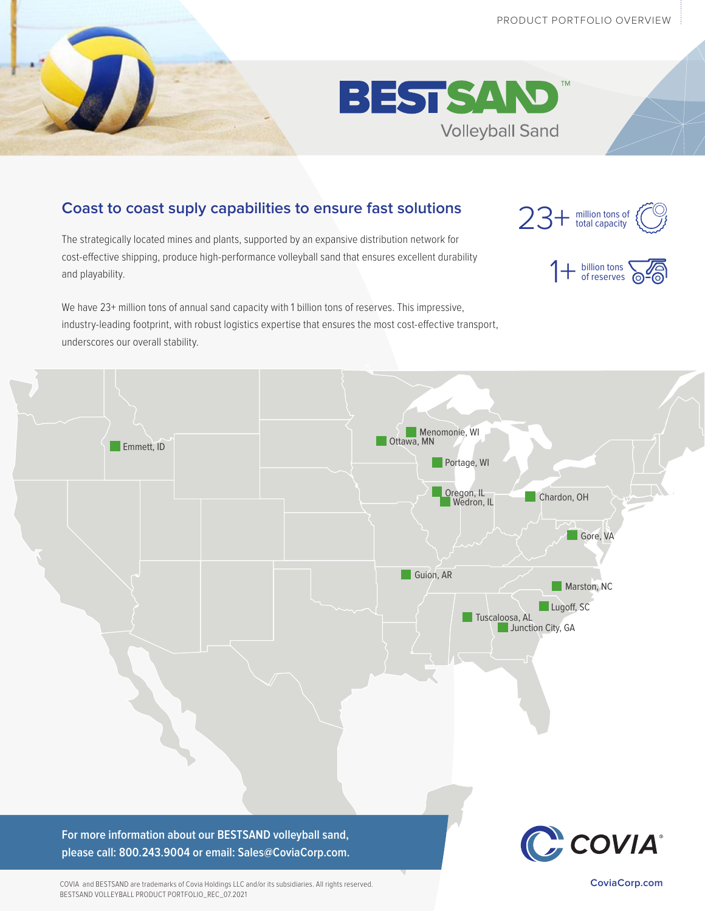PRODUCT PORTFOLIO OVERVIEW

# BESTSAND™

Volleyball Sand

## Coast to coast suply capabilities to ensure fast solutions

23+ million tons of total capacity

1+ billion tons of reserves

The strategically located mines and plants, supported by an expansive distribution network for cost-effective shipping, produce high-performance volleyball sand that ensures excellent durability and playability.

We have 23+ million tons of annual sand capacity with 1 billion tons of reserves. This impressive, industry-leading footprint, with robust logistics expertise that ensures the most cost-effective transport, underscores our overall stability.

Emmett, ID
Menomonie, WI
Ottawa, MN
Portage, WI
Oregon, IL
Wedron, IL
Chardon, OH
Gore, VA
Guion, AR
Marston, NC
Lugoff, SC
Tuscaloosa, AL
Junction City, GA

**For more information about our BESTSAND volleyball sand, please call: 800.243.9004 or email: Sales@CoviaCorp.com.**

COVIA®

CoviaCorp.com

COVIA and BESTSAND are trademarks of Covia Holdings LLC and/or its subsidiaries. All rights reserved.
BESTSAND VOLLEYBALL PRODUCT PORTFOLIO_REC_07.2021